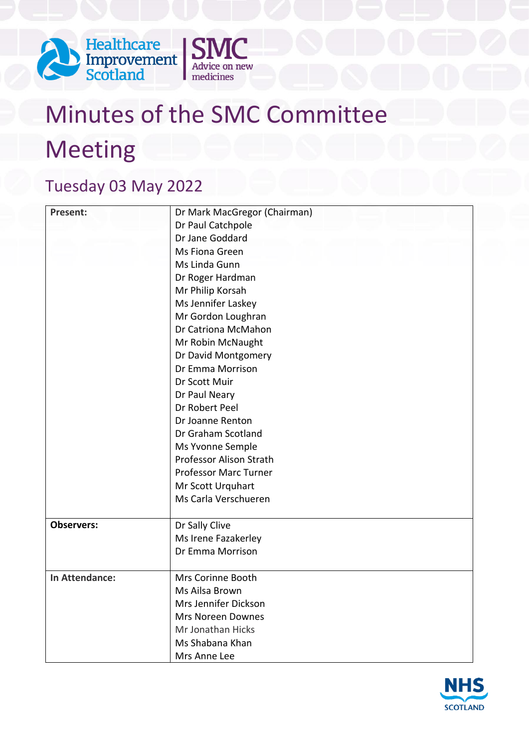# Minutes of the SMC Committee Meeting

## Tuesday 03 May 2022

| | |
|---|---|
| **Present:** | Dr Mark MacGregor (Chairman)<br>Dr Paul Catchpole<br>Dr Jane Goddard<br>Ms Fiona Green<br>Ms Linda Gunn<br>Dr Roger Hardman<br>Mr Philip Korsah<br>Ms Jennifer Laskey<br>Mr Gordon Loughran<br>Dr Catriona McMahon<br>Mr Robin McNaught<br>Dr David Montgomery<br>Dr Emma Morrison<br>Dr Scott Muir<br>Dr Paul Neary<br>Dr Robert Peel<br>Dr Joanne Renton<br>Dr Graham Scotland<br>Ms Yvonne Semple<br>Professor Alison Strath<br>Professor Marc Turner<br>Mr Scott Urquhart<br>Ms Carla Verschueren |
| **Observers:** | Dr Sally Clive<br>Ms Irene Fazakerley<br>Dr Emma Morrison |
| **In Attendance:** | Mrs Corinne Booth<br>Ms Ailsa Brown<br>Mrs Jennifer Dickson<br>Mrs Noreen Downes<br>Mr Jonathan Hicks<br>Ms Shabana Khan<br>Mrs Anne Lee |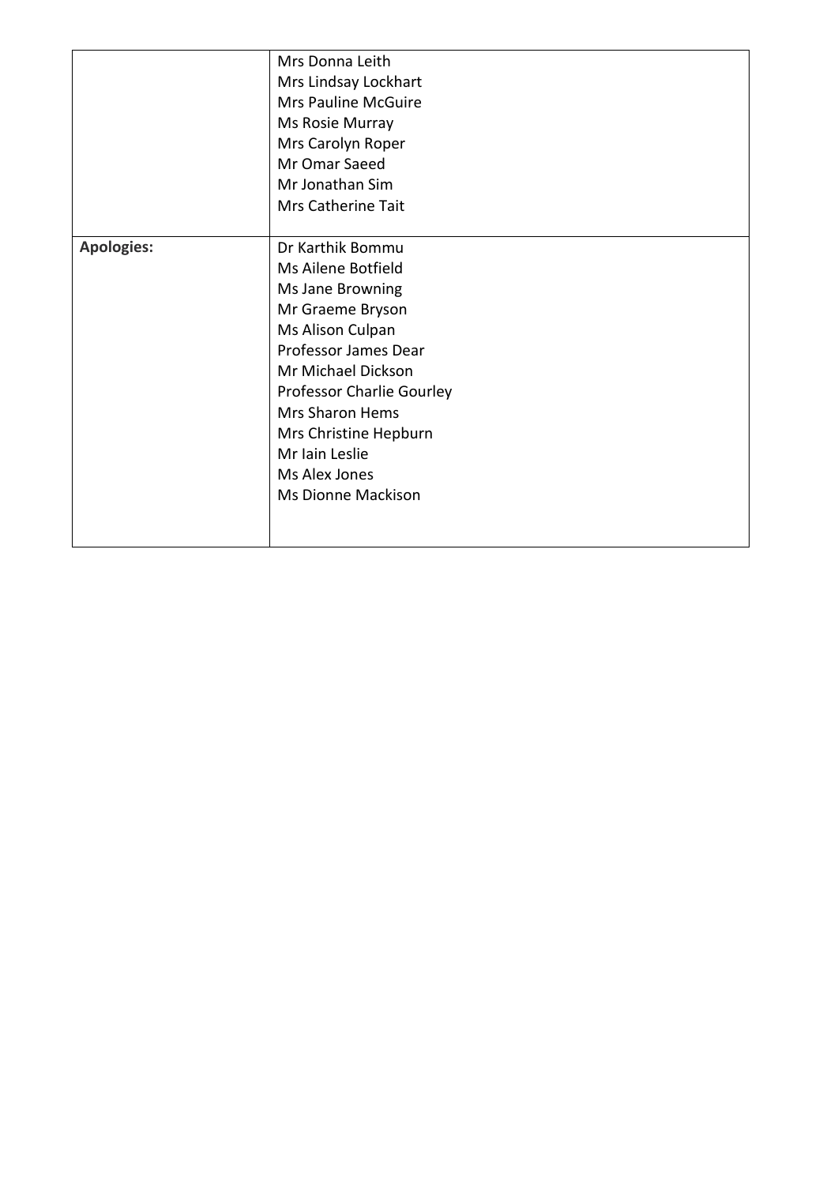|  |  |
| --- | --- |
|  | Mrs Donna Leith<br>Mrs Lindsay Lockhart<br>Mrs Pauline McGuire<br>Ms Rosie Murray<br>Mrs Carolyn Roper<br>Mr Omar Saeed<br>Mr Jonathan Sim<br>Mrs Catherine Tait |
| **Apologies:** | Dr Karthik Bommu<br>Ms Ailene Botfield<br>Ms Jane Browning<br>Mr Graeme Bryson<br>Ms Alison Culpan<br>Professor James Dear<br>Mr Michael Dickson<br>Professor Charlie Gourley<br>Mrs Sharon Hems<br>Mrs Christine Hepburn<br>Mr Iain Leslie<br>Ms Alex Jones<br>Ms Dionne Mackison |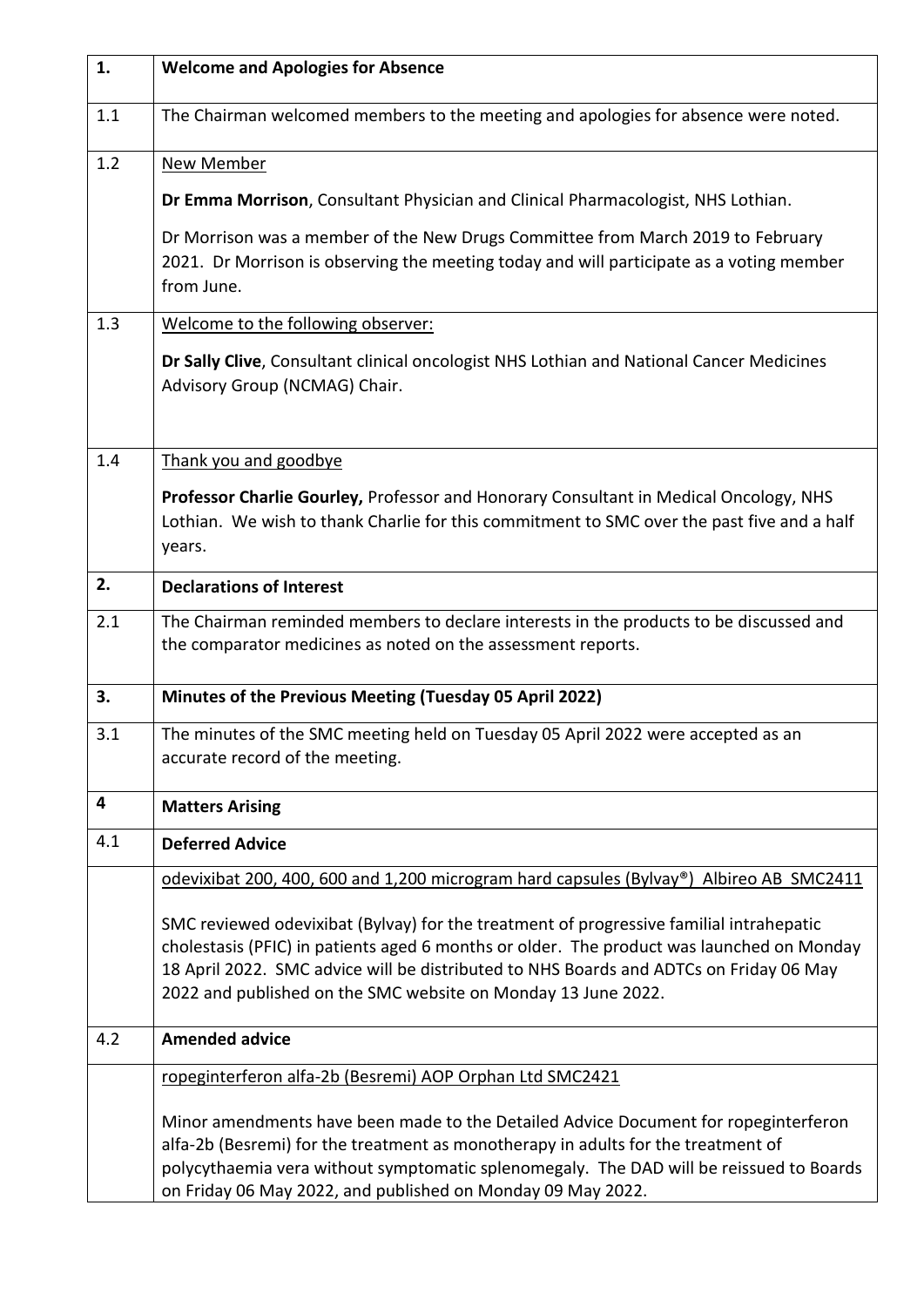| | |
|---|---|
| **1.** | **Welcome and Apologies for Absence** |
| 1.1 | The Chairman welcomed members to the meeting and apologies for absence were noted. |
| 1.2 | New Member<br><br>**Dr Emma Morrison**, Consultant Physician and Clinical Pharmacologist, NHS Lothian.<br><br>Dr Morrison was a member of the New Drugs Committee from March 2019 to February 2021. Dr Morrison is observing the meeting today and will participate as a voting member from June. |
| 1.3 | Welcome to the following observer:<br><br>**Dr Sally Clive**, Consultant clinical oncologist NHS Lothian and National Cancer Medicines Advisory Group (NCMAG) Chair. |
| 1.4 | Thank you and goodbye<br><br>**Professor Charlie Gourley,** Professor and Honorary Consultant in Medical Oncology, NHS Lothian. We wish to thank Charlie for this commitment to SMC over the past five and a half years. |
| **2.** | **Declarations of Interest** |
| 2.1 | The Chairman reminded members to declare interests in the products to be discussed and the comparator medicines as noted on the assessment reports. |
| **3.** | **Minutes of the Previous Meeting (Tuesday 05 April 2022)** |
| 3.1 | The minutes of the SMC meeting held on Tuesday 05 April 2022 were accepted as an accurate record of the meeting. |
| **4** | **Matters Arising** |
| 4.1 | **Deferred Advice** |
| | odevixibat 200, 400, 600 and 1,200 microgram hard capsules (Bylvay®) Albireo AB SMC2411<br><br>SMC reviewed odevixibat (Bylvay) for the treatment of progressive familial intrahepatic cholestasis (PFIC) in patients aged 6 months or older. The product was launched on Monday 18 April 2022. SMC advice will be distributed to NHS Boards and ADTCs on Friday 06 May 2022 and published on the SMC website on Monday 13 June 2022. |
| 4.2 | **Amended advice** |
| | ropeginterferon alfa-2b (Besremi) AOP Orphan Ltd SMC2421<br><br>Minor amendments have been made to the Detailed Advice Document for ropeginterferon alfa-2b (Besremi) for the treatment as monotherapy in adults for the treatment of polycythaemia vera without symptomatic splenomegaly. The DAD will be reissued to Boards on Friday 06 May 2022, and published on Monday 09 May 2022. |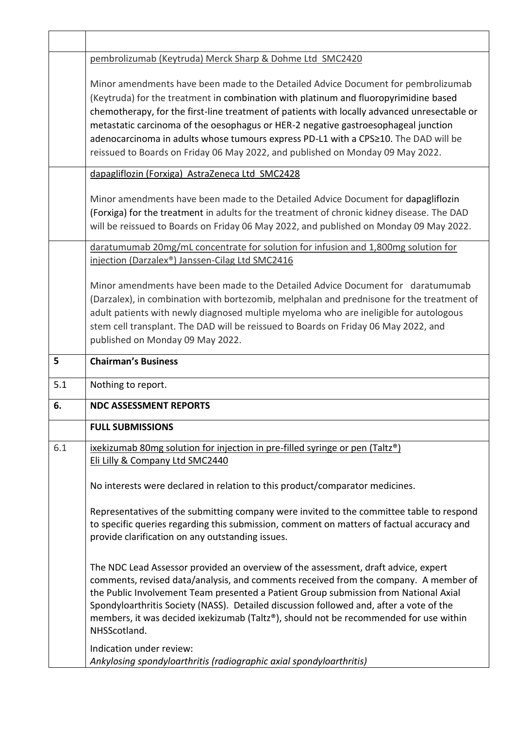| | |
|---|---|
| | |
| | pembrolizumab (Keytruda) Merck Sharp & Dohme Ltd SMC2420<br><br>Minor amendments have been made to the Detailed Advice Document for pembrolizumab (Keytruda) for the treatment in combination with platinum and fluoropyrimidine based chemotherapy, for the first-line treatment of patients with locally advanced unresectable or metastatic carcinoma of the oesophagus or HER-2 negative gastroesophageal junction adenocarcinoma in adults whose tumours express PD-L1 with a CPS≥10. The DAD will be reissued to Boards on Friday 06 May 2022, and published on Monday 09 May 2022. |
| | dapagliflozin (Forxiga) AstraZeneca Ltd SMC2428<br><br>Minor amendments have been made to the Detailed Advice Document for dapagliflozin (Forxiga) for the treatment in adults for the treatment of chronic kidney disease. The DAD will be reissued to Boards on Friday 06 May 2022, and published on Monday 09 May 2022. |
| | daratumumab 20mg/mL concentrate for solution for infusion and 1,800mg solution for injection (Darzalex®) Janssen-Cilag Ltd SMC2416<br><br>Minor amendments have been made to the Detailed Advice Document for daratumumab (Darzalex), in combination with bortezomib, melphalan and prednisone for the treatment of adult patients with newly diagnosed multiple myeloma who are ineligible for autologous stem cell transplant. The DAD will be reissued to Boards on Friday 06 May 2022, and published on Monday 09 May 2022. |
| **5** | **Chairman's Business** |
| 5.1 | Nothing to report. |
| **6.** | **NDC ASSESSMENT REPORTS** |
| | **FULL SUBMISSIONS** |
| 6.1 | ixekizumab 80mg solution for injection in pre-filled syringe or pen (Taltz®)<br>Eli Lilly & Company Ltd SMC2440<br><br>No interests were declared in relation to this product/comparator medicines.<br><br>Representatives of the submitting company were invited to the committee table to respond to specific queries regarding this submission, comment on matters of factual accuracy and provide clarification on any outstanding issues.<br><br>The NDC Lead Assessor provided an overview of the assessment, draft advice, expert comments, revised data/analysis, and comments received from the company. A member of the Public Involvement Team presented a Patient Group submission from National Axial Spondyloarthritis Society (NASS). Detailed discussion followed and, after a vote of the members, it was decided ixekizumab (Taltz®), should not be recommended for use within NHSScotland.<br><br>Indication under review:<br>*Ankylosing spondyloarthritis (radiographic axial spondyloarthritis)* |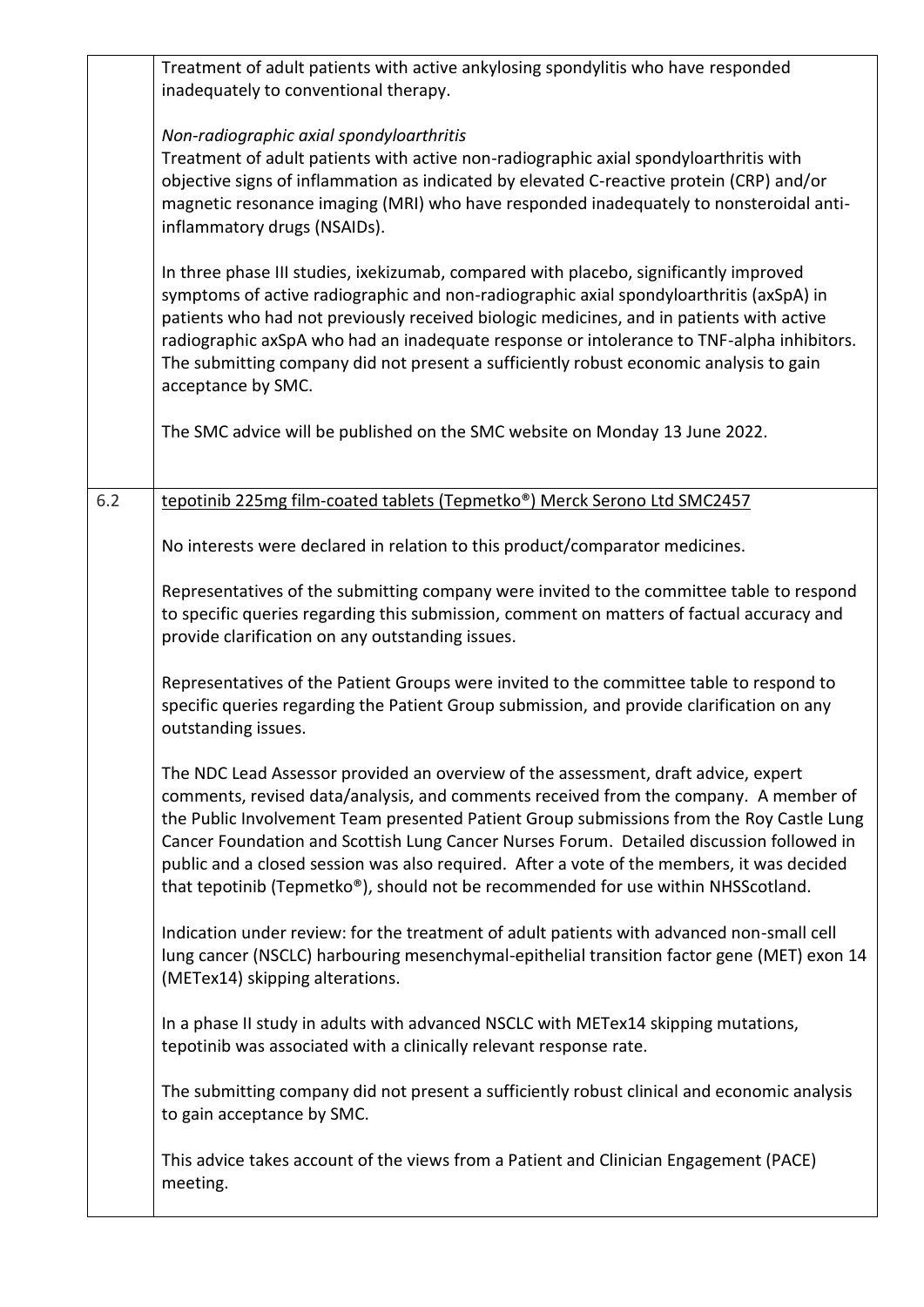| | |
|---|---|
| | Treatment of adult patients with active ankylosing spondylitis who have responded inadequately to conventional therapy.<br><br>*Non-radiographic axial spondyloarthritis*<br>Treatment of adult patients with active non-radiographic axial spondyloarthritis with objective signs of inflammation as indicated by elevated C-reactive protein (CRP) and/or magnetic resonance imaging (MRI) who have responded inadequately to nonsteroidal anti-inflammatory drugs (NSAIDs).<br><br>In three phase III studies, ixekizumab, compared with placebo, significantly improved symptoms of active radiographic and non-radiographic axial spondyloarthritis (axSpA) in patients who had not previously received biologic medicines, and in patients with active radiographic axSpA who had an inadequate response or intolerance to TNF-alpha inhibitors. The submitting company did not present a sufficiently robust economic analysis to gain acceptance by SMC.<br><br>The SMC advice will be published on the SMC website on Monday 13 June 2022. |
| 6.2 | <u>tepotinib 225mg film-coated tablets (Tepmetko®) Merck Serono Ltd SMC2457</u><br><br>No interests were declared in relation to this product/comparator medicines.<br><br>Representatives of the submitting company were invited to the committee table to respond to specific queries regarding this submission, comment on matters of factual accuracy and provide clarification on any outstanding issues.<br><br>Representatives of the Patient Groups were invited to the committee table to respond to specific queries regarding the Patient Group submission, and provide clarification on any outstanding issues.<br><br>The NDC Lead Assessor provided an overview of the assessment, draft advice, expert comments, revised data/analysis, and comments received from the company. A member of the Public Involvement Team presented Patient Group submissions from the Roy Castle Lung Cancer Foundation and Scottish Lung Cancer Nurses Forum. Detailed discussion followed in public and a closed session was also required. After a vote of the members, it was decided that tepotinib (Tepmetko®), should not be recommended for use within NHSScotland.<br><br>Indication under review: for the treatment of adult patients with advanced non-small cell lung cancer (NSCLC) harbouring mesenchymal-epithelial transition factor gene (MET) exon 14 (METex14) skipping alterations.<br><br>In a phase II study in adults with advanced NSCLC with METex14 skipping mutations, tepotinib was associated with a clinically relevant response rate.<br><br>The submitting company did not present a sufficiently robust clinical and economic analysis to gain acceptance by SMC.<br><br>This advice takes account of the views from a Patient and Clinician Engagement (PACE) meeting. |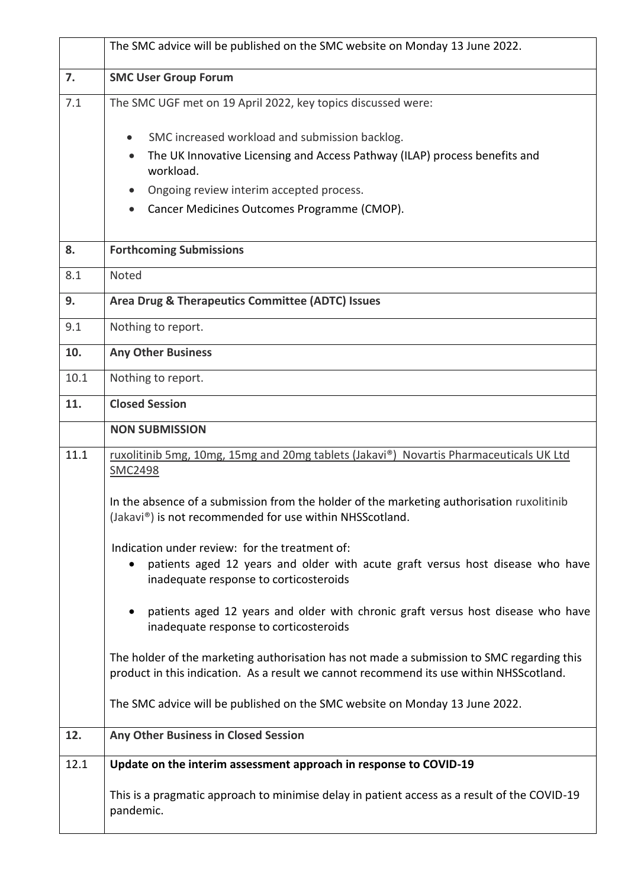|  |  |
| --- | --- |
|  | The SMC advice will be published on the SMC website on Monday 13 June 2022. |
| **7.** | **SMC User Group Forum** |
| 7.1 | The SMC UGF met on 19 April 2022, key topics discussed were:<br><br>• SMC increased workload and submission backlog.<br>• The UK Innovative Licensing and Access Pathway (ILAP) process benefits and workload.<br>• Ongoing review interim accepted process.<br>• Cancer Medicines Outcomes Programme (CMOP). |
| **8.** | **Forthcoming Submissions** |
| 8.1 | Noted |
| **9.** | **Area Drug & Therapeutics Committee (ADTC) Issues** |
| 9.1 | Nothing to report. |
| **10.** | **Any Other Business** |
| 10.1 | Nothing to report. |
| **11.** | **Closed Session** |
|  | **NON SUBMISSION** |
| 11.1 | ruxolitinib 5mg, 10mg, 15mg and 20mg tablets (Jakavi®) Novartis Pharmaceuticals UK Ltd SMC2498<br><br>In the absence of a submission from the holder of the marketing authorisation ruxolitinib (Jakavi®) is not recommended for use within NHSScotland.<br><br>Indication under review: for the treatment of:<br>• patients aged 12 years and older with acute graft versus host disease who have inadequate response to corticosteroids<br>• patients aged 12 years and older with chronic graft versus host disease who have inadequate response to corticosteroids<br><br>The holder of the marketing authorisation has not made a submission to SMC regarding this product in this indication. As a result we cannot recommend its use within NHSScotland.<br><br>The SMC advice will be published on the SMC website on Monday 13 June 2022. |
| **12.** | **Any Other Business in Closed Session** |
| 12.1 | **Update on the interim assessment approach in response to COVID-19**<br><br>This is a pragmatic approach to minimise delay in patient access as a result of the COVID-19 pandemic. |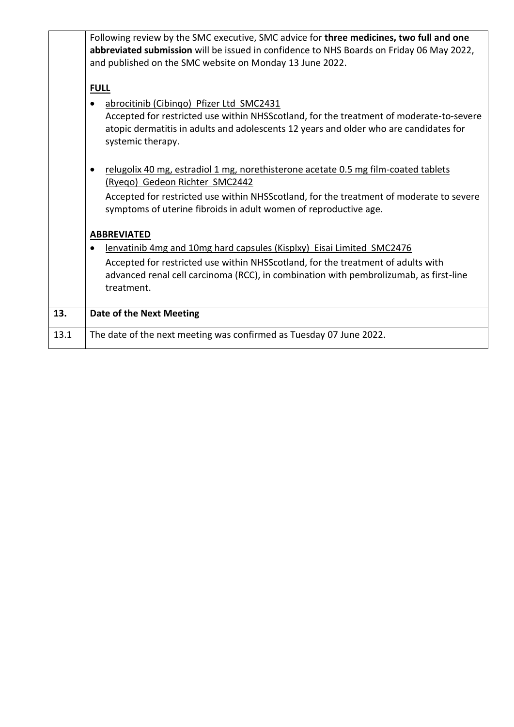| | |
|---|---|
| | Following review by the SMC executive, SMC advice for **three medicines, two full and one abbreviated submission** will be issued in confidence to NHS Boards on Friday 06 May 2022, and published on the SMC website on Monday 13 June 2022.<br><br>**FULL**<br>• abrocitinib (Cibinqo) Pfizer Ltd SMC2431<br>Accepted for restricted use within NHSScotland, for the treatment of moderate-to-severe atopic dermatitis in adults and adolescents 12 years and older who are candidates for systemic therapy.<br><br>• relugolix 40 mg, estradiol 1 mg, norethisterone acetate 0.5 mg film-coated tablets (Ryeqo) Gedeon Richter SMC2442<br>Accepted for restricted use within NHSScotland, for the treatment of moderate to severe symptoms of uterine fibroids in adult women of reproductive age.<br><br>**ABBREVIATED**<br>• lenvatinib 4mg and 10mg hard capsules (Kisplxy) Eisai Limited SMC2476<br>Accepted for restricted use within NHSScotland, for the treatment of adults with advanced renal cell carcinoma (RCC), in combination with pembrolizumab, as first-line treatment. |
| **13.** | **Date of the Next Meeting** |
| 13.1 | The date of the next meeting was confirmed as Tuesday 07 June 2022. |